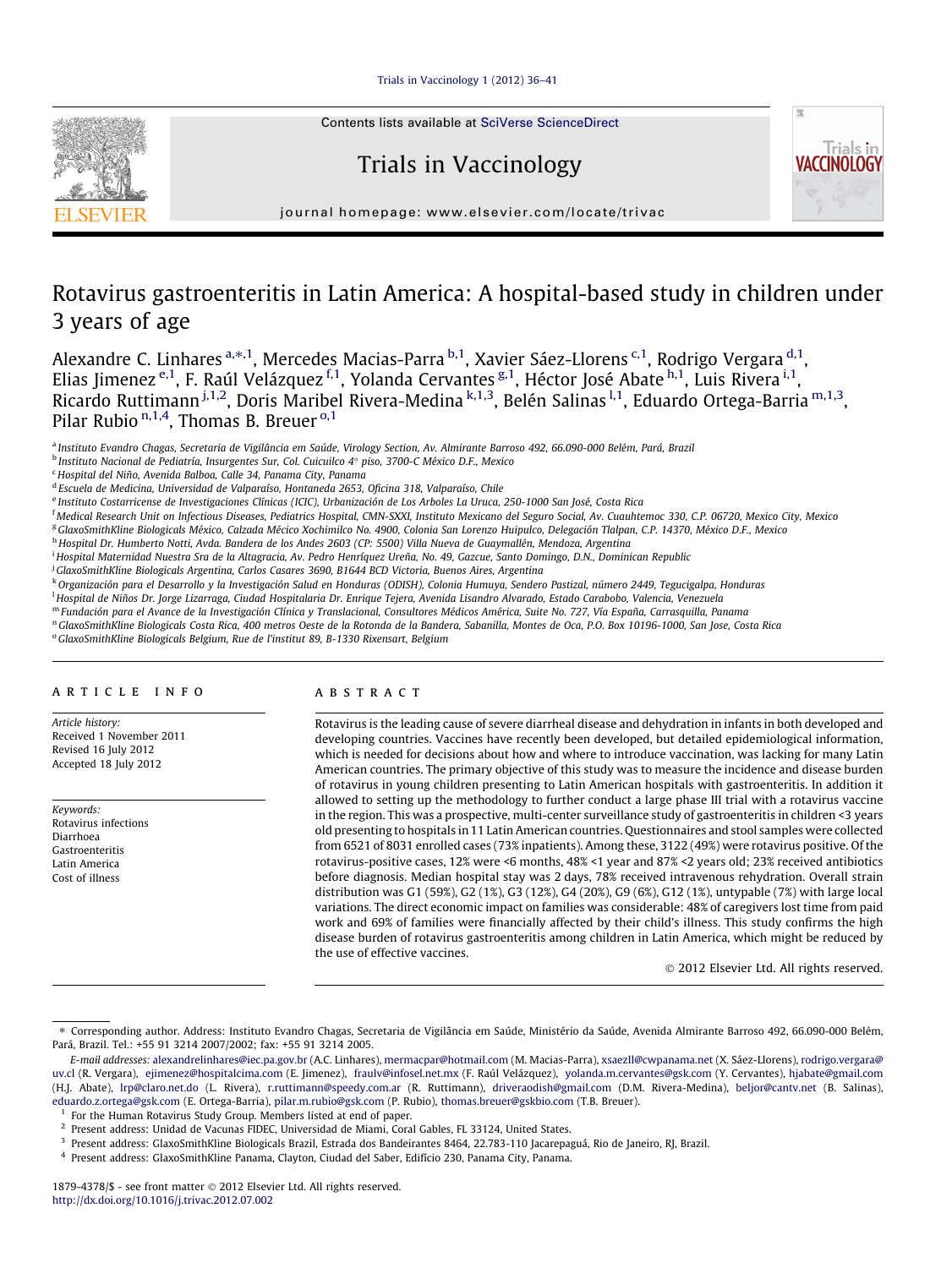# Rotavirus gastroenteritis in Latin America: A hospital-based study in children under 3 years of age

Alexandre C. Linhares [a,*,1], Mercedes Macias-Parra [b,1], Xavier Sáez-Llorens [c,1], Rodrigo Vergara [d,1], Elias Jimenez [e,1], F. Raúl Velázquez [f,1], Yolanda Cervantes [g,1], Héctor José Abate [h,1], Luis Rivera [i,1], Ricardo Ruttimann [j,1,2], Doris Maribel Rivera-Medina [k,1,3], Belén Salinas [l,1], Eduardo Ortega-Barria [m,1,3], Pilar Rubio [n,1,4], Thomas B. Breuer [o,1]

[a] Instituto Evandro Chagas, Secretaria de Vigilância em Saúde, Virology Section, Av. Almirante Barroso 492, 66.090-000 Belém, Pará, Brazil
[b] Instituto Nacional de Pediatría, Insurgentes Sur, Col. Cuicuilco 4° piso, 3700-C México D.F., Mexico
[c] Hospital del Niño, Avenida Balboa, Calle 34, Panama City, Panama
[d] Escuela de Medicina, Universidad de Valparaíso, Hontaneda 2653, Oficina 318, Valparaíso, Chile
[e] Instituto Costarricense de Investigaciones Clínicas (ICIC), Urbanización de Los Arboles La Uruca, 250-1000 San José, Costa Rica
[f] Medical Research Unit on Infectious Diseases, Pediatrics Hospital, CMN-SXXI, Instituto Mexicano del Seguro Social, Av. Cuauhtemoc 330, C.P. 06720, Mexico City, Mexico
[g] GlaxoSmithKline Biologicals México, Calzada Médico Xochimilco No. 4900, Colonia San Lorenzo Huipulco, Delegación Tlalpan, C.P. 14370, México D.F., Mexico
[h] Hospital Dr. Humberto Notti, Avda. Bandera de los Andes 2603 (CP: 5500) Villa Nueva de Guaymallén, Mendoza, Argentina
[i] Hospital Maternidad Nuestra Sra de la Altagracia, Av. Pedro Henríquez Ureña, No. 49, Gazcue, Santo Domingo, D.N., Dominican Republic
[j] GlaxoSmithKline Biologicals Argentina, Carlos Casares 3690, B1644 BCD Victoria, Buenos Aires, Argentina
[k] Organización para el Desarrollo y la Investigación Salud en Honduras (ODISH), Colonia Humuya, Sendero Pastizal, número 2449, Tegucigalpa, Honduras
[l] Hospital de Niños Dr. Jorge Lizarraga, Ciudad Hospitalaria Dr. Enrique Tejera, Avenida Lisandro Alvarado, Estado Carabobo, Valencia, Venezuela
[m] Fundación para el Avance de la Investigación Clínica y Translacional, Consultores Médicos América, Suite No. 727, Vía España, Carrasquilla, Panama
[n] GlaxoSmithKline Biologicals Costa Rica, 400 metros Oeste de la Rotonda de la Bandera, Sabanilla, Montes de Oca, P.O. Box 10196-1000, San Jose, Costa Rica
[o] GlaxoSmithKline Biologicals Belgium, Rue de l'institut 89, B-1330 Rixensart, Belgium

## ARTICLE INFO

*Article history:*
Received 1 November 2011
Revised 16 July 2012
Accepted 18 July 2012

*Keywords:*
Rotavirus infections
Diarrhoea
Gastroenteritis
Latin America
Cost of illness

## ABSTRACT

Rotavirus is the leading cause of severe diarrheal disease and dehydration in infants in both developed and developing countries. Vaccines have recently been developed, but detailed epidemiological information, which is needed for decisions about how and where to introduce vaccination, was lacking for many Latin American countries. The primary objective of this study was to measure the incidence and disease burden of rotavirus in young children presenting to Latin American hospitals with gastroenteritis. In addition it allowed to setting up the methodology to further conduct a large phase III trial with a rotavirus vaccine in the region. This was a prospective, multi-center surveillance study of gastroenteritis in children <3 years old presenting to hospitals in 11 Latin American countries. Questionnaires and stool samples were collected from 6521 of 8031 enrolled cases (73% inpatients). Among these, 3122 (49%) were rotavirus positive. Of the rotavirus-positive cases, 12% were <6 months, 48% <1 year and 87% <2 years old; 23% received antibiotics before diagnosis. Median hospital stay was 2 days, 78% received intravenous rehydration. Overall strain distribution was G1 (59%), G2 (1%), G3 (12%), G4 (20%), G9 (6%), G12 (1%), untypable (7%) with large local variations. The direct economic impact on families was considerable: 48% of caregivers lost time from paid work and 69% of families were financially affected by their child's illness. This study confirms the high disease burden of rotavirus gastroenteritis among children in Latin America, which might be reduced by the use of effective vaccines.

© 2012 Elsevier Ltd. All rights reserved.

---

\* Corresponding author. Address: Instituto Evandro Chagas, Secretaria de Vigilância em Saúde, Ministério da Saúde, Avenida Almirante Barroso 492, 66.090-000 Belém, Pará, Brazil. Tel.: +55 91 3214 2007/2002; fax: +55 91 3214 2005.

*E-mail addresses:* alexandrelinhares@iec.pa.gov.br (A.C. Linhares), mermacpar@hotmail.com (M. Macias-Parra), xsaezll@cwpanama.net (X. Sáez-Llorens), rodrigo.vergara@uv.cl (R. Vergara), ejimenez@hospitalcima.com (E. Jimenez), fraulv@infosel.net.mx (F. Raúl Velázquez), yolanda.m.cervantes@gsk.com (Y. Cervantes), hjabate@gmail.com (H.J. Abate), lrp@claro.net.do (L. Rivera), r.ruttimann@speedy.com.ar (R. Ruttimann), driveraodish@gmail.com (D.M. Rivera-Medina), beljor@cantv.net (B. Salinas), eduardo.z.ortega@gsk.com (E. Ortega-Barria), pilar.m.rubio@gsk.com (P. Rubio), thomas.breuer@gskbio.com (T.B. Breuer).

[1] For the Human Rotavirus Study Group. Members listed at end of paper.
[2] Present address: Unidad de Vacunas FIDEC, Universidad de Miami, Coral Gables, FL 33124, United States.
[3] Present address: GlaxoSmithKline Biologicals Brazil, Estrada dos Bandeirantes 8464, 22.783-110 Jacarepaguá, Rio de Janeiro, RJ, Brazil.
[4] Present address: GlaxoSmithKline Panama, Clayton, Ciudad del Saber, Edifício 230, Panama City, Panama.

1879-4378/$ - see front matter © 2012 Elsevier Ltd. All rights reserved.
http://dx.doi.org/10.1016/j.trivac.2012.07.002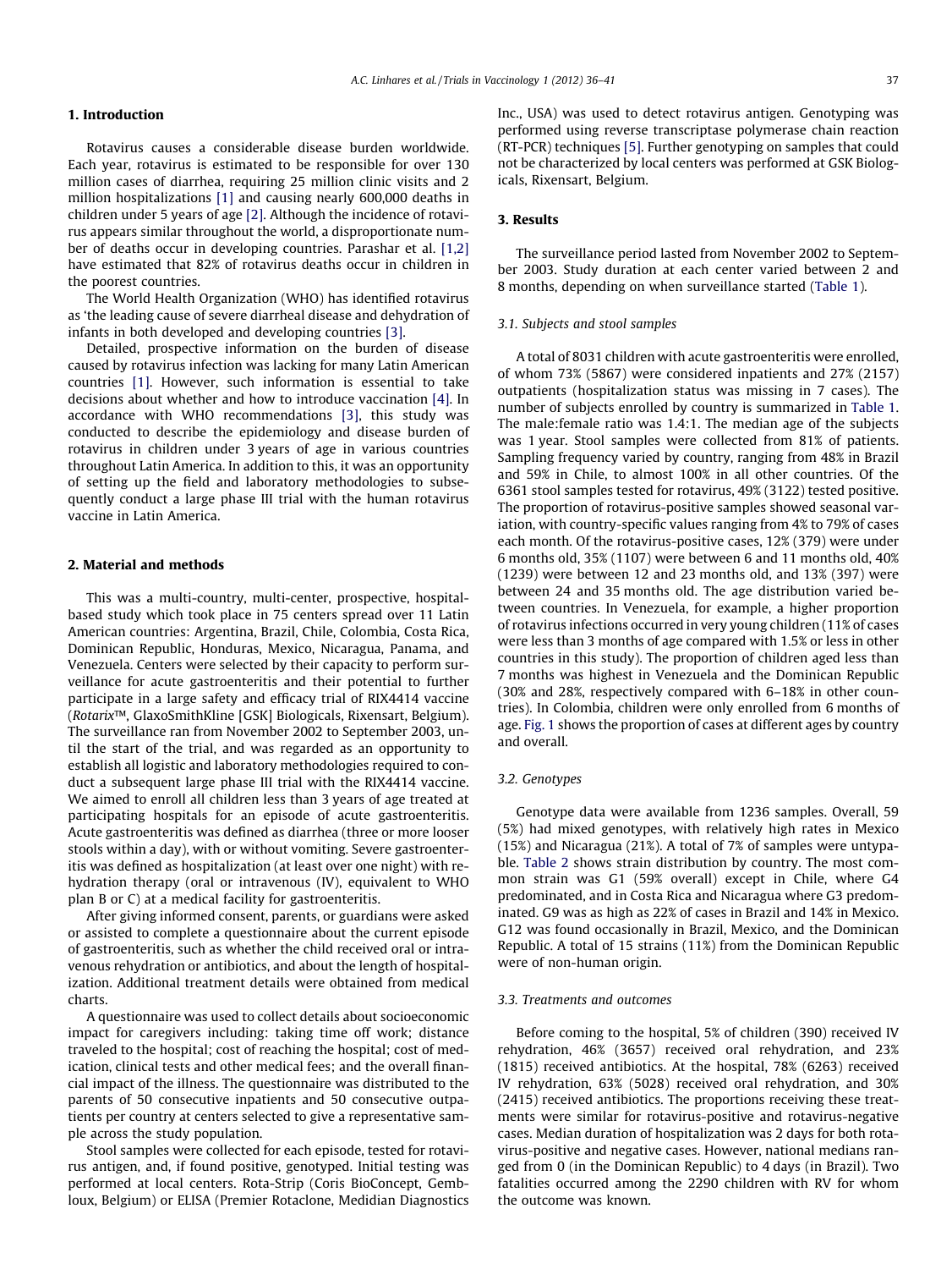## 1. Introduction

Rotavirus causes a considerable disease burden worldwide. Each year, rotavirus is estimated to be responsible for over 130 million cases of diarrhea, requiring 25 million clinic visits and 2 million hospitalizations [1] and causing nearly 600,000 deaths in children under 5 years of age [2]. Although the incidence of rotavirus appears similar throughout the world, a disproportionate number of deaths occur in developing countries. Parashar et al. [1,2] have estimated that 82% of rotavirus deaths occur in children in the poorest countries.

The World Health Organization (WHO) has identified rotavirus as 'the leading cause of severe diarrheal disease and dehydration of infants in both developed and developing countries [3].

Detailed, prospective information on the burden of disease caused by rotavirus infection was lacking for many Latin American countries [1]. However, such information is essential to take decisions about whether and how to introduce vaccination [4]. In accordance with WHO recommendations [3], this study was conducted to describe the epidemiology and disease burden of rotavirus in children under 3 years of age in various countries throughout Latin America. In addition to this, it was an opportunity of setting up the field and laboratory methodologies to subsequently conduct a large phase III trial with the human rotavirus vaccine in Latin America.

## 2. Material and methods

This was a multi-country, multi-center, prospective, hospital-based study which took place in 75 centers spread over 11 Latin American countries: Argentina, Brazil, Chile, Colombia, Costa Rica, Dominican Republic, Honduras, Mexico, Nicaragua, Panama, and Venezuela. Centers were selected by their capacity to perform surveillance for acute gastroenteritis and their potential to further participate in a large safety and efficacy trial of RIX4414 vaccine (*Rotarix*™, GlaxoSmithKline [GSK] Biologicals, Rixensart, Belgium). The surveillance ran from November 2002 to September 2003, until the start of the trial, and was regarded as an opportunity to establish all logistic and laboratory methodologies required to conduct a subsequent large phase III trial with the RIX4414 vaccine. We aimed to enroll all children less than 3 years of age treated at participating hospitals for an episode of acute gastroenteritis. Acute gastroenteritis was defined as diarrhea (three or more looser stools within a day), with or without vomiting. Severe gastroenteritis was defined as hospitalization (at least over one night) with rehydration therapy (oral or intravenous (IV), equivalent to WHO plan B or C) at a medical facility for gastroenteritis.

After giving informed consent, parents, or guardians were asked or assisted to complete a questionnaire about the current episode of gastroenteritis, such as whether the child received oral or intravenous rehydration or antibiotics, and about the length of hospitalization. Additional treatment details were obtained from medical charts.

A questionnaire was used to collect details about socioeconomic impact for caregivers including: taking time off work; distance traveled to the hospital; cost of reaching the hospital; cost of medication, clinical tests and other medical fees; and the overall financial impact of the illness. The questionnaire was distributed to the parents of 50 consecutive inpatients and 50 consecutive outpatients per country at centers selected to give a representative sample across the study population.

Stool samples were collected for each episode, tested for rotavirus antigen, and, if found positive, genotyped. Initial testing was performed at local centers. Rota-Strip (Coris BioConcept, Gembloux, Belgium) or ELISA (Premier Rotaclone, Medidian Diagnostics Inc., USA) was used to detect rotavirus antigen. Genotyping was performed using reverse transcriptase polymerase chain reaction (RT-PCR) techniques [5]. Further genotyping on samples that could not be characterized by local centers was performed at GSK Biologicals, Rixensart, Belgium.

## 3. Results

The surveillance period lasted from November 2002 to September 2003. Study duration at each center varied between 2 and 8 months, depending on when surveillance started (Table 1).

### 3.1. Subjects and stool samples

A total of 8031 children with acute gastroenteritis were enrolled, of whom 73% (5867) were considered inpatients and 27% (2157) outpatients (hospitalization status was missing in 7 cases). The number of subjects enrolled by country is summarized in Table 1. The male:female ratio was 1.4:1. The median age of the subjects was 1 year. Stool samples were collected from 81% of patients. Sampling frequency varied by country, ranging from 48% in Brazil and 59% in Chile, to almost 100% in all other countries. Of the 6361 stool samples tested for rotavirus, 49% (3122) tested positive. The proportion of rotavirus-positive samples showed seasonal variation, with country-specific values ranging from 4% to 79% of cases each month. Of the rotavirus-positive cases, 12% (379) were under 6 months old, 35% (1107) were between 6 and 11 months old, 40% (1239) were between 12 and 23 months old, and 13% (397) were between 24 and 35 months old. The age distribution varied between countries. In Venezuela, for example, a higher proportion of rotavirus infections occurred in very young children (11% of cases were less than 3 months of age compared with 1.5% or less in other countries in this study). The proportion of children aged less than 7 months was highest in Venezuela and the Dominican Republic (30% and 28%, respectively compared with 6–18% in other countries). In Colombia, children were only enrolled from 6 months of age. Fig. 1 shows the proportion of cases at different ages by country and overall.

### 3.2. Genotypes

Genotype data were available from 1236 samples. Overall, 59 (5%) had mixed genotypes, with relatively high rates in Mexico (15%) and Nicaragua (21%). A total of 7% of samples were untypable. Table 2 shows strain distribution by country. The most common strain was G1 (59% overall) except in Chile, where G4 predominated, and in Costa Rica and Nicaragua where G3 predominated. G9 was as high as 22% of cases in Brazil and 14% in Mexico. G12 was found occasionally in Brazil, Mexico, and the Dominican Republic. A total of 15 strains (11%) from the Dominican Republic were of non-human origin.

### 3.3. Treatments and outcomes

Before coming to the hospital, 5% of children (390) received IV rehydration, 46% (3657) received oral rehydration, and 23% (1815) received antibiotics. At the hospital, 78% (6263) received IV rehydration, 63% (5028) received oral rehydration, and 30% (2415) received antibiotics. The proportions receiving these treatments were similar for rotavirus-positive and rotavirus-negative cases. Median duration of hospitalization was 2 days for both rotavirus-positive and negative cases. However, national medians ranged from 0 (in the Dominican Republic) to 4 days (in Brazil). Two fatalities occurred among the 2290 children with RV for whom the outcome was known.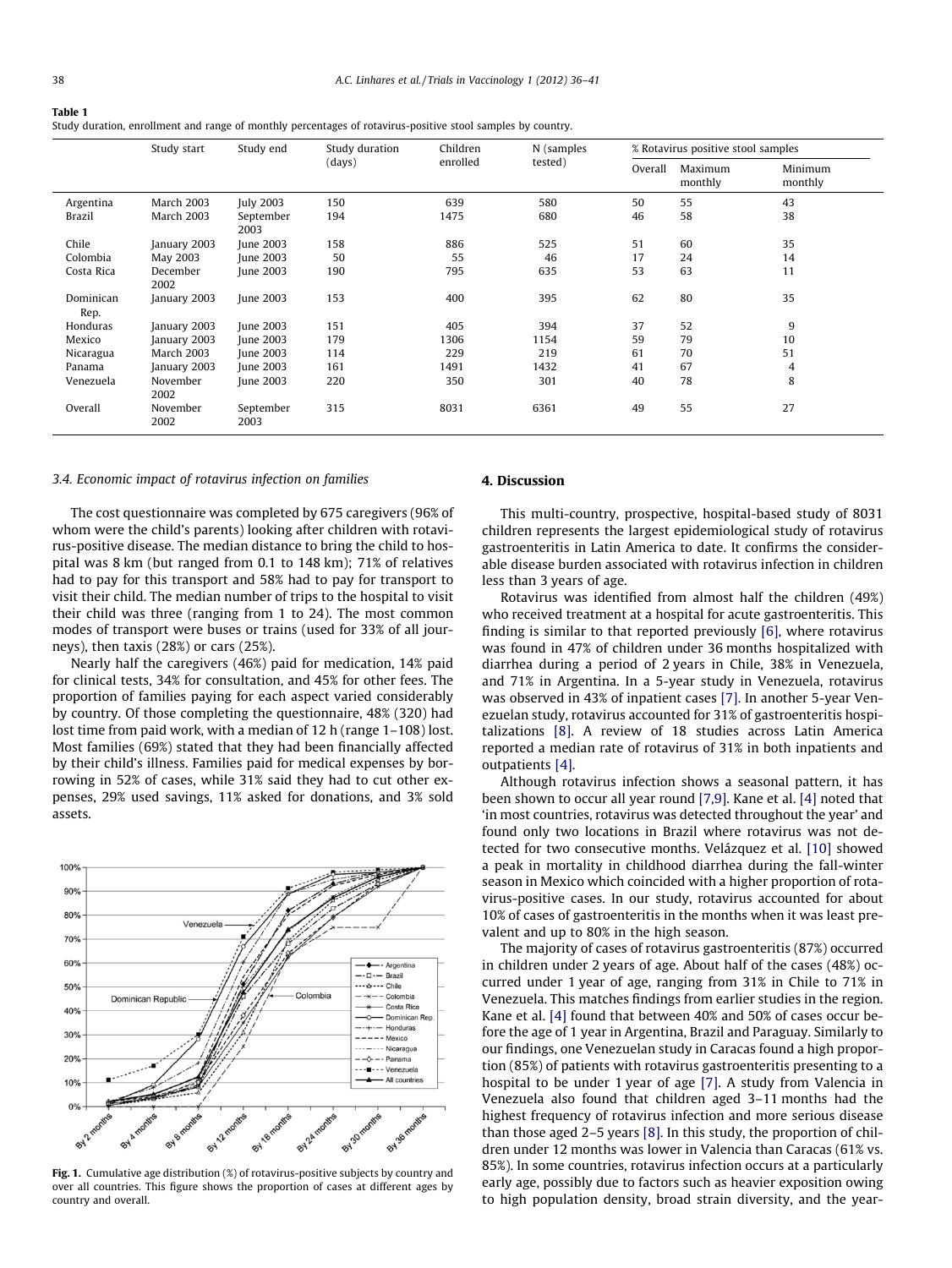**Table 1**
Study duration, enrollment and range of monthly percentages of rotavirus-positive stool samples by country.

| | Study start | Study end | Study duration (days) | Children enrolled | N (samples tested) | % Rotavirus positive stool samples | | |
|---|---|---|---|---|---|---|---|---|
| | | | | | | Overall | Maximum monthly | Minimum monthly |
| Argentina | March 2003 | July 2003 | 150 | 639 | 580 | 50 | 55 | 43 |
| Brazil | March 2003 | September 2003 | 194 | 1475 | 680 | 46 | 58 | 38 |
| Chile | January 2003 | June 2003 | 158 | 886 | 525 | 51 | 60 | 35 |
| Colombia | May 2003 | June 2003 | 50 | 55 | 46 | 17 | 24 | 14 |
| Costa Rica | December 2002 | June 2003 | 190 | 795 | 635 | 53 | 63 | 11 |
| Dominican Rep. | January 2003 | June 2003 | 153 | 400 | 395 | 62 | 80 | 35 |
| Honduras | January 2003 | June 2003 | 151 | 405 | 394 | 37 | 52 | 9 |
| Mexico | January 2003 | June 2003 | 179 | 1306 | 1154 | 59 | 79 | 10 |
| Nicaragua | March 2003 | June 2003 | 114 | 229 | 219 | 61 | 70 | 51 |
| Panama | January 2003 | June 2003 | 161 | 1491 | 1432 | 41 | 67 | 4 |
| Venezuela | November 2002 | June 2003 | 220 | 350 | 301 | 40 | 78 | 8 |
| Overall | November 2002 | September 2003 | 315 | 8031 | 6361 | 49 | 55 | 27 |

### 3.4. Economic impact of rotavirus infection on families

The cost questionnaire was completed by 675 caregivers (96% of whom were the child's parents) looking after children with rotavirus-positive disease. The median distance to bring the child to hospital was 8 km (but ranged from 0.1 to 148 km); 71% of relatives had to pay for this transport and 58% had to pay for transport to visit their child. The median number of trips to the hospital to visit their child was three (ranging from 1 to 24). The most common modes of transport were buses or trains (used for 33% of all journeys), then taxis (28%) or cars (25%).

Nearly half the caregivers (46%) paid for medication, 14% paid for clinical tests, 34% for consultation, and 45% for other fees. The proportion of families paying for each aspect varied considerably by country. Of those completing the questionnaire, 48% (320) had lost time from paid work, with a median of 12 h (range 1–108) lost. Most families (69%) stated that they had been financially affected by their child's illness. Families paid for medical expenses by borrowing in 52% of cases, while 31% said they had to cut other expenses, 29% used savings, 11% asked for donations, and 3% sold assets.

**Fig. 1.** Cumulative age distribution (%) of rotavirus-positive subjects by country and over all countries. This figure shows the proportion of cases at different ages by country and overall.

## 4. Discussion

This multi-country, prospective, hospital-based study of 8031 children represents the largest epidemiological study of rotavirus gastroenteritis in Latin America to date. It confirms the considerable disease burden associated with rotavirus infection in children less than 3 years of age.

Rotavirus was identified from almost half the children (49%) who received treatment at a hospital for acute gastroenteritis. This finding is similar to that reported previously [6], where rotavirus was found in 47% of children under 36 months hospitalized with diarrhea during a period of 2 years in Chile, 38% in Venezuela, and 71% in Argentina. In a 5-year study in Venezuela, rotavirus was observed in 43% of inpatient cases [7]. In another 5-year Venezuelan study, rotavirus accounted for 31% of gastroenteritis hospitalizations [8]. A review of 18 studies across Latin America reported a median rate of rotavirus of 31% in both inpatients and outpatients [4].

Although rotavirus infection shows a seasonal pattern, it has been shown to occur all year round [7,9]. Kane et al. [4] noted that 'in most countries, rotavirus was detected throughout the year' and found only two locations in Brazil where rotavirus was not detected for two consecutive months. Velázquez et al. [10] showed a peak in mortality in childhood diarrhea during the fall-winter season in Mexico which coincided with a higher proportion of rotavirus-positive cases. In our study, rotavirus accounted for about 10% of cases of gastroenteritis in the months when it was least prevalent and up to 80% in the high season.

The majority of cases of rotavirus gastroenteritis (87%) occurred in children under 2 years of age. About half of the cases (48%) occurred under 1 year of age, ranging from 31% in Chile to 71% in Venezuela. This matches findings from earlier studies in the region. Kane et al. [4] found that between 40% and 50% of cases occur before the age of 1 year in Argentina, Brazil and Paraguay. Similarly to our findings, one Venezuelan study in Caracas found a high proportion (85%) of patients with rotavirus gastroenteritis presenting to a hospital to be under 1 year of age [7]. A study from Valencia in Venezuela also found that children aged 3–11 months had the highest frequency of rotavirus infection and more serious disease than those aged 2–5 years [8]. In this study, the proportion of children under 12 months was lower in Valencia than Caracas (61% vs. 85%). In some countries, rotavirus infection occurs at a particularly early age, possibly due to factors such as heavier exposition owing to high population density, broad strain diversity, and the year-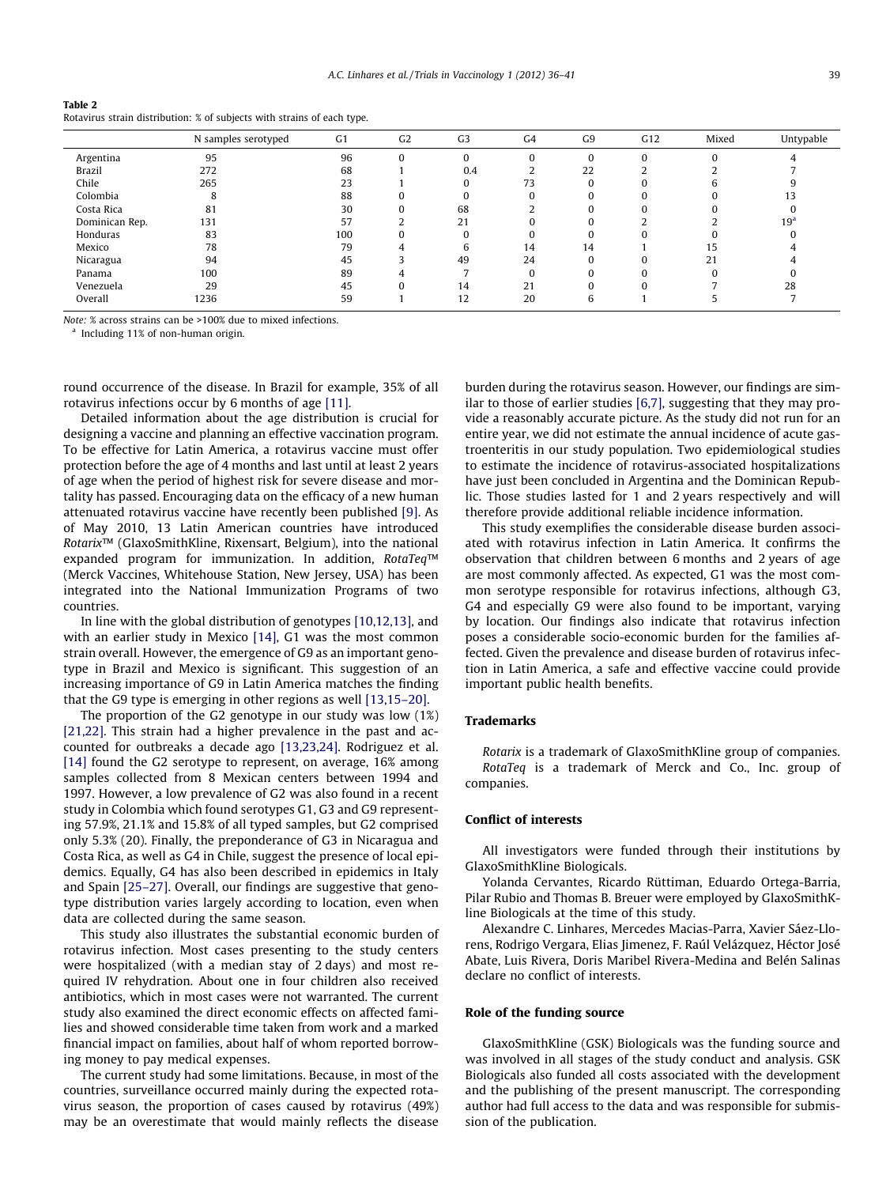**Table 2**
Rotavirus strain distribution: % of subjects with strains of each type.

| | N samples serotyped | G1 | G2 | G3 | G4 | G9 | G12 | Mixed | Untypable |
|---|---|---|---|---|---|---|---|---|---|
| Argentina | 95 | 96 | 0 | 0 | 0 | 0 | 0 | 0 | 4 |
| Brazil | 272 | 68 | 1 | 0.4 | 2 | 22 | 2 | 2 | 7 |
| Chile | 265 | 23 | 1 | 0 | 73 | 0 | 0 | 6 | 9 |
| Colombia | 8 | 88 | 0 | 0 | 0 | 0 | 0 | 0 | 13 |
| Costa Rica | 81 | 30 | 0 | 68 | 2 | 0 | 0 | 0 | 0 |
| Dominican Rep. | 131 | 57 | 2 | 21 | 0 | 0 | 2 | 2 | 19[a] |
| Honduras | 83 | 100 | 0 | 0 | 0 | 0 | 0 | 0 | 0 |
| Mexico | 78 | 79 | 4 | 6 | 14 | 14 | 1 | 15 | 4 |
| Nicaragua | 94 | 45 | 3 | 49 | 24 | 0 | 0 | 21 | 4 |
| Panama | 100 | 89 | 4 | 7 | 0 | 0 | 0 | 0 | 0 |
| Venezuela | 29 | 45 | 0 | 14 | 21 | 0 | 0 | 7 | 28 |
| Overall | 1236 | 59 | 1 | 12 | 20 | 6 | 1 | 5 | 7 |

*Note:* % across strains can be >100% due to mixed infections.
[a] Including 11% of non-human origin.

round occurrence of the disease. In Brazil for example, 35% of all rotavirus infections occur by 6 months of age [11].

Detailed information about the age distribution is crucial for designing a vaccine and planning an effective vaccination program. To be effective for Latin America, a rotavirus vaccine must offer protection before the age of 4 months and last until at least 2 years of age when the period of highest risk for severe disease and mortality has passed. Encouraging data on the efficacy of a new human attenuated rotavirus vaccine have recently been published [9]. As of May 2010, 13 Latin American countries have introduced *Rotarix*™ (GlaxoSmithKline, Rixensart, Belgium), into the national expanded program for immunization. In addition, *RotaTeq*™ (Merck Vaccines, Whitehouse Station, New Jersey, USA) has been integrated into the National Immunization Programs of two countries.

In line with the global distribution of genotypes [10,12,13], and with an earlier study in Mexico [14], G1 was the most common strain overall. However, the emergence of G9 as an important genotype in Brazil and Mexico is significant. This suggestion of an increasing importance of G9 in Latin America matches the finding that the G9 type is emerging in other regions as well [13,15–20].

The proportion of the G2 genotype in our study was low (1%) [21,22]. This strain had a higher prevalence in the past and accounted for outbreaks a decade ago [13,23,24]. Rodriguez et al. [14] found the G2 serotype to represent, on average, 16% among samples collected from 8 Mexican centers between 1994 and 1997. However, a low prevalence of G2 was also found in a recent study in Colombia which found serotypes G1, G3 and G9 representing 57.9%, 21.1% and 15.8% of all typed samples, but G2 comprised only 5.3% (20). Finally, the preponderance of G3 in Nicaragua and Costa Rica, as well as G4 in Chile, suggest the presence of local epidemics. Equally, G4 has also been described in epidemics in Italy and Spain [25–27]. Overall, our findings are suggestive that genotype distribution varies largely according to location, even when data are collected during the same season.

This study also illustrates the substantial economic burden of rotavirus infection. Most cases presenting to the study centers were hospitalized (with a median stay of 2 days) and most required IV rehydration. About one in four children also received antibiotics, which in most cases were not warranted. The current study also examined the direct economic effects on affected families and showed considerable time taken from work and a marked financial impact on families, about half of whom reported borrowing money to pay medical expenses.

The current study had some limitations. Because, in most of the countries, surveillance occurred mainly during the expected rotavirus season, the proportion of cases caused by rotavirus (49%) may be an overestimate that would mainly reflects the disease burden during the rotavirus season. However, our findings are similar to those of earlier studies [6,7], suggesting that they may provide a reasonably accurate picture. As the study did not run for an entire year, we did not estimate the annual incidence of acute gastroenteritis in our study population. Two epidemiological studies to estimate the incidence of rotavirus-associated hospitalizations have just been concluded in Argentina and the Dominican Republic. Those studies lasted for 1 and 2 years respectively and will therefore provide additional reliable incidence information.

This study exemplifies the considerable disease burden associated with rotavirus infection in Latin America. It confirms the observation that children between 6 months and 2 years of age are most commonly affected. As expected, G1 was the most common serotype responsible for rotavirus infections, although G3, G4 and especially G9 were also found to be important, varying by location. Our findings also indicate that rotavirus infection poses a considerable socio-economic burden for the families affected. Given the prevalence and disease burden of rotavirus infection in Latin America, a safe and effective vaccine could provide important public health benefits.

## Trademarks

*Rotarix* is a trademark of GlaxoSmithKline group of companies.
*RotaTeq* is a trademark of Merck and Co., Inc. group of companies.

## Conflict of interests

All investigators were funded through their institutions by GlaxoSmithKline Biologicals.

Yolanda Cervantes, Ricardo Rüttiman, Eduardo Ortega-Barria, Pilar Rubio and Thomas B. Breuer were employed by GlaxoSmithKline Biologicals at the time of this study.

Alexandre C. Linhares, Mercedes Macias-Parra, Xavier Sáez-Llorens, Rodrigo Vergara, Elias Jimenez, F. Raúl Velázquez, Héctor José Abate, Luis Rivera, Doris Maribel Rivera-Medina and Belén Salinas declare no conflict of interests.

## Role of the funding source

GlaxoSmithKline (GSK) Biologicals was the funding source and was involved in all stages of the study conduct and analysis. GSK Biologicals also funded all costs associated with the development and the publishing of the present manuscript. The corresponding author had full access to the data and was responsible for submission of the publication.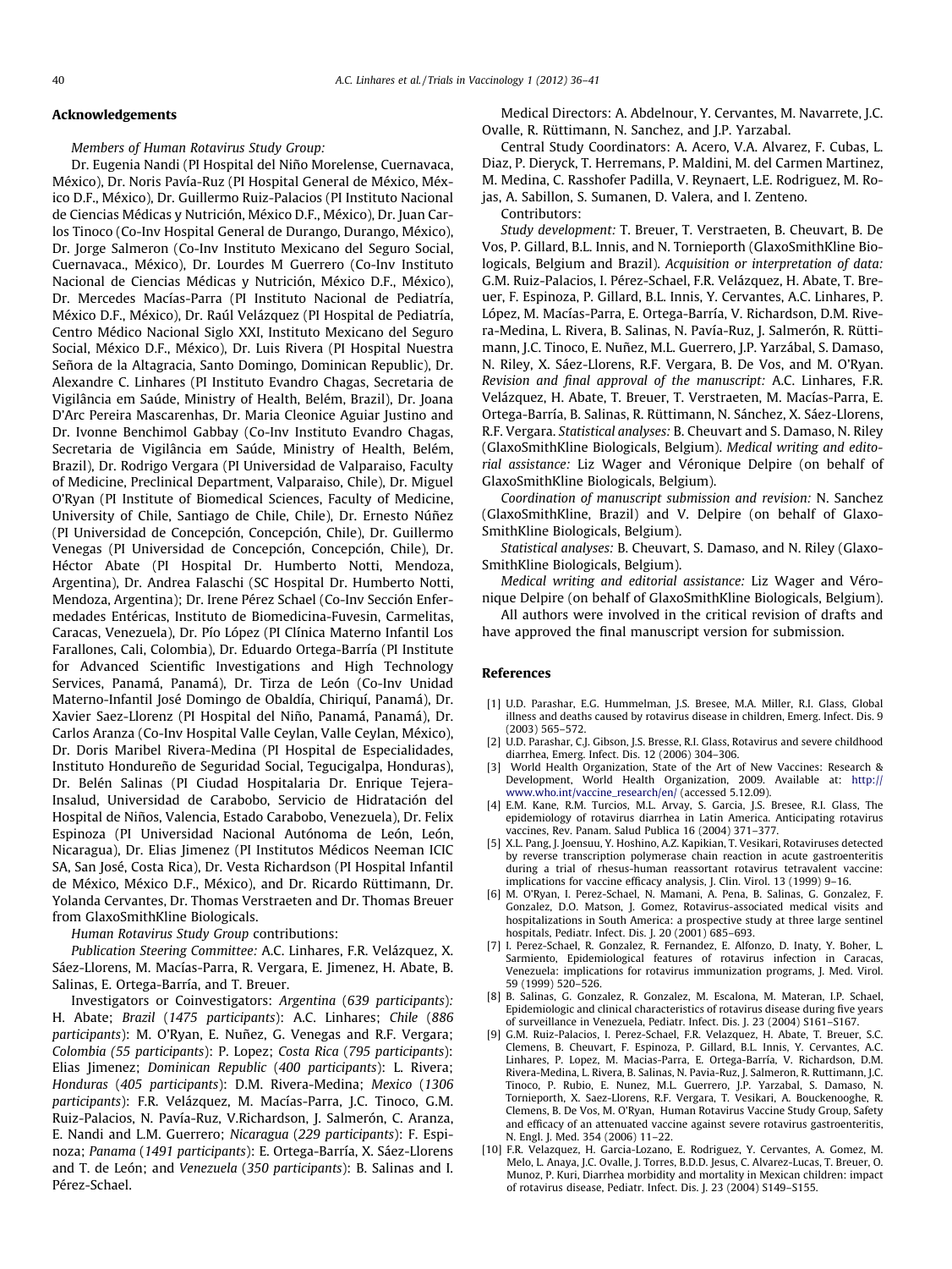## Acknowledgements

*Members of Human Rotavirus Study Group:*

Dr. Eugenia Nandi (PI Hospital del Niño Morelense, Cuernavaca, México), Dr. Noris Pavía-Ruz (PI Hospital General de México, México D.F., México), Dr. Guillermo Ruiz-Palacios (PI Instituto Nacional de Ciencias Médicas y Nutrición, México D.F., México), Dr. Juan Carlos Tinoco (Co-Inv Hospital General de Durango, Durango, México), Dr. Jorge Salmeron (Co-Inv Instituto Mexicano del Seguro Social, Cuernavaca., México), Dr. Lourdes M Guerrero (Co-Inv Instituto Nacional de Ciencias Médicas y Nutrición, México D.F., México), Dr. Mercedes Macías-Parra (PI Instituto Nacional de Pediatría, México D.F., México), Dr. Raúl Velázquez (PI Hospital de Pediatría, Centro Médico Nacional Siglo XXI, Instituto Mexicano del Seguro Social, México D.F., México), Dr. Luis Rivera (PI Hospital Nuestra Señora de la Altagracia, Santo Domingo, Dominican Republic), Dr. Alexandre C. Linhares (PI Instituto Evandro Chagas, Secretaria de Vigilância em Saúde, Ministry of Health, Belém, Brazil), Dr. Joana D'Arc Pereira Mascarenhas, Dr. Maria Cleonice Aguiar Justino and Dr. Ivonne Benchimol Gabbay (Co-Inv Instituto Evandro Chagas, Secretaria de Vigilância em Saúde, Ministry of Health, Belém, Brazil), Dr. Rodrigo Vergara (PI Universidad de Valparaiso, Faculty of Medicine, Preclinical Department, Valparaiso, Chile), Dr. Miguel O'Ryan (PI Institute of Biomedical Sciences, Faculty of Medicine, University of Chile, Santiago de Chile, Chile), Dr. Ernesto Núñez (PI Universidad de Concepción, Concepción, Chile), Dr. Guillermo Venegas (PI Universidad de Concepción, Concepción, Chile), Dr. Héctor Abate (PI Hospital Dr. Humberto Notti, Mendoza, Argentina), Dr. Andrea Falaschi (SC Hospital Dr. Humberto Notti, Mendoza, Argentina); Dr. Irene Pérez Schael (Co-Inv Sección Enfermedades Entéricas, Instituto de Biomedicina-Fuvesin, Carmelitas, Caracas, Venezuela), Dr. Pío López (PI Clínica Materno Infantil Los Farallones, Cali, Colombia), Dr. Eduardo Ortega-Barría (PI Institute for Advanced Scientific Investigations and High Technology Services, Panamá, Panamá), Dr. Tirza de León (Co-Inv Unidad Materno-Infantil José Domingo de Obaldía, Chiriquí, Panamá), Dr. Xavier Saez-Llorenz (PI Hospital del Niño, Panamá, Panamá), Dr. Carlos Aranza (Co-Inv Hospital Valle Ceylan, Valle Ceylan, México), Dr. Doris Maribel Rivera-Medina (PI Hospital de Especialidades, Instituto Hondureño de Seguridad Social, Tegucigalpa, Honduras), Dr. Belén Salinas (PI Ciudad Hospitalaria Dr. Enrique Tejera-Insalud, Universidad de Carabobo, Servicio de Hidratación del Hospital de Niños, Valencia, Estado Carabobo, Venezuela), Dr. Felix Espinoza (PI Universidad Nacional Autónoma de León, León, Nicaragua), Dr. Elias Jimenez (PI Institutos Médicos Neeman ICIC SA, San José, Costa Rica), Dr. Vesta Richardson (PI Hospital Infantil de México, México D.F., México), and Dr. Ricardo Rüttimann, Dr. Yolanda Cervantes, Dr. Thomas Verstraeten and Dr. Thomas Breuer from GlaxoSmithKline Biologicals.

*Human Rotavirus Study Group* contributions:

*Publication Steering Committee:* A.C. Linhares, F.R. Velázquez, X. Sáez-Llorens, M. Macías-Parra, R. Vergara, E. Jimenez, H. Abate, B. Salinas, E. Ortega-Barría, and T. Breuer.

Investigators or Coinvestigators: *Argentina* (*639 participants*): H. Abate; *Brazil* (*1475 participants*): A.C. Linhares; *Chile* (*886 participants*): M. O'Ryan, E. Nuñez, G. Venegas and R.F. Vergara; *Colombia* (*55 participants*): P. Lopez; *Costa Rica* (*795 participants*): Elias Jimenez; *Dominican Republic* (*400 participants*): L. Rivera; *Honduras* (*405 participants*): D.M. Rivera-Medina; *Mexico* (*1306 participants*): F.R. Velázquez, M. Macías-Parra, J.C. Tinoco, G.M. Ruiz-Palacios, N. Pavía-Ruz, V.Richardson, J. Salmerón, C. Aranza, E. Nandi and L.M. Guerrero; *Nicaragua* (*229 participants*): F. Espinoza; *Panama* (*1491 participants*): E. Ortega-Barría, X. Sáez-Llorens and T. de León; and *Venezuela* (*350 participants*): B. Salinas and I. Pérez-Schael.

Medical Directors: A. Abdelnour, Y. Cervantes, M. Navarrete, J.C. Ovalle, R. Rüttimann, N. Sanchez, and J.P. Yarzabal.

Central Study Coordinators: A. Acero, V.A. Alvarez, F. Cubas, L. Diaz, P. Dieryck, T. Herremans, P. Maldini, M. del Carmen Martinez, M. Medina, C. Rasshofer Padilla, V. Reynaert, L.E. Rodriguez, M. Rojas, A. Sabillon, S. Sumanen, D. Valera, and I. Zenteno.

Contributors:

*Study development:* T. Breuer, T. Verstraeten, B. Cheuvart, B. De Vos, P. Gillard, B.L. Innis, and N. Tornieporth (GlaxoSmithKline Biologicals, Belgium and Brazil). *Acquisition or interpretation of data:* G.M. Ruiz-Palacios, I. Pérez-Schael, F.R. Velázquez, H. Abate, T. Breuer, F. Espinoza, P. Gillard, B.L. Innis, Y. Cervantes, A.C. Linhares, P. López, M. Macías-Parra, E. Ortega-Barría, V. Richardson, D.M. Rivera-Medina, L. Rivera, B. Salinas, N. Pavía-Ruz, J. Salmerón, R. Rüttimann, J.C. Tinoco, E. Nuñez, M.L. Guerrero, J.P. Yarzábal, S. Damaso, N. Riley, X. Sáez-Llorens, R.F. Vergara, B. De Vos, and M. O'Ryan. *Revision and final approval of the manuscript:* A.C. Linhares, F.R. Velázquez, H. Abate, T. Breuer, T. Verstraeten, M. Macías-Parra, E. Ortega-Barría, B. Salinas, R. Rüttimann, N. Sánchez, X. Sáez-Llorens, R.F. Vergara. *Statistical analyses:* B. Cheuvart and S. Damaso, N. Riley (GlaxoSmithKline Biologicals, Belgium). *Medical writing and editorial assistance:* Liz Wager and Véronique Delpire (on behalf of GlaxoSmithKline Biologicals, Belgium).

*Coordination of manuscript submission and revision:* N. Sanchez (GlaxoSmithKline, Brazil) and V. Delpire (on behalf of GlaxoSmithKline Biologicals, Belgium).

*Statistical analyses:* B. Cheuvart, S. Damaso, and N. Riley (GlaxoSmithKline Biologicals, Belgium).

*Medical writing and editorial assistance:* Liz Wager and Véronique Delpire (on behalf of GlaxoSmithKline Biologicals, Belgium).

All authors were involved in the critical revision of drafts and have approved the final manuscript version for submission.

## References

[1] U.D. Parashar, E.G. Hummelman, J.S. Bresee, M.A. Miller, R.I. Glass, Global illness and deaths caused by rotavirus disease in children, Emerg. Infect. Dis. 9 (2003) 565–572.

[2] U.D. Parashar, C.J. Gibson, J.S. Bresse, R.I. Glass, Rotavirus and severe childhood diarrhea, Emerg. Infect. Dis. 12 (2006) 304–306.

[3] World Health Organization, State of the Art of New Vaccines: Research & Development, World Health Organization, 2009. Available at: http://www.who.int/vaccine_research/en/ (accessed 5.12.09).

[4] E.M. Kane, R.M. Turcios, M.L. Arvay, S. Garcia, J.S. Bresee, R.I. Glass, The epidemiology of rotavirus diarrhea in Latin America. Anticipating rotavirus vaccines, Rev. Panam. Salud Publica 16 (2004) 371–377.

[5] X.L. Pang, J. Joensuu, Y. Hoshino, A.Z. Kapikian, T. Vesikari, Rotaviruses detected by reverse transcription polymerase chain reaction in acute gastroenteritis during a trial of rhesus-human reassortant rotavirus tetravalent vaccine: implications for vaccine efficacy analysis, J. Clin. Virol. 13 (1999) 9–16.

[6] M. O'Ryan, I. Perez-Schael, N. Mamani, A. Pena, B. Salinas, G. Gonzalez, F. Gonzalez, D.O. Matson, J. Gomez, Rotavirus-associated medical visits and hospitalizations in South America: a prospective study at three large sentinel hospitals, Pediatr. Infect. Dis. J. 20 (2001) 685–693.

[7] I. Perez-Schael, R. Gonzalez, R. Fernandez, E. Alfonzo, D. Inaty, Y. Boher, L. Sarmiento, Epidemiological features of rotavirus infection in Caracas, Venezuela: implications for rotavirus immunization programs, J. Med. Virol. 59 (1999) 520–526.

[8] B. Salinas, G. Gonzalez, R. Gonzalez, M. Escalona, M. Materan, I.P. Schael, Epidemiologic and clinical characteristics of rotavirus disease during five years of surveillance in Venezuela, Pediatr. Infect. Dis. J. 23 (2004) S161–S167.

[9] G.M. Ruiz-Palacios, I. Perez-Schael, F.R. Velazquez, H. Abate, T. Breuer, S.C. Clemens, B. Cheuvart, F. Espinoza, P. Gillard, B.L. Innis, Y. Cervantes, A.C. Linhares, P. Lopez, M. Macias-Parra, E. Ortega-Barría, V. Richardson, D.M. Rivera-Medina, L. Rivera, B. Salinas, N. Pavia-Ruz, J. Salmeron, R. Ruttimann, J.C. Tinoco, P. Rubio, E. Nunez, M.L. Guerrero, J.P. Yarzabal, S. Damaso, N. Tornieporth, X. Saez-Llorens, R.F. Vergara, T. Vesikari, A. Bouckenooghe, R. Clemens, B. De Vos, M. O'Ryan, Human Rotavirus Vaccine Study Group, Safety and efficacy of an attenuated vaccine against severe rotavirus gastroenteritis, N. Engl. J. Med. 354 (2006) 11–22.

[10] F.R. Velazquez, H. Garcia-Lozano, E. Rodriguez, Y. Cervantes, A. Gomez, M. Melo, L. Anaya, J.C. Ovalle, J. Torres, B.D.D. Jesus, C. Alvarez-Lucas, T. Breuer, O. Munoz, P. Kuri, Diarrhea morbidity and mortality in Mexican children: impact of rotavirus disease, Pediatr. Infect. Dis. J. 23 (2004) S149–S155.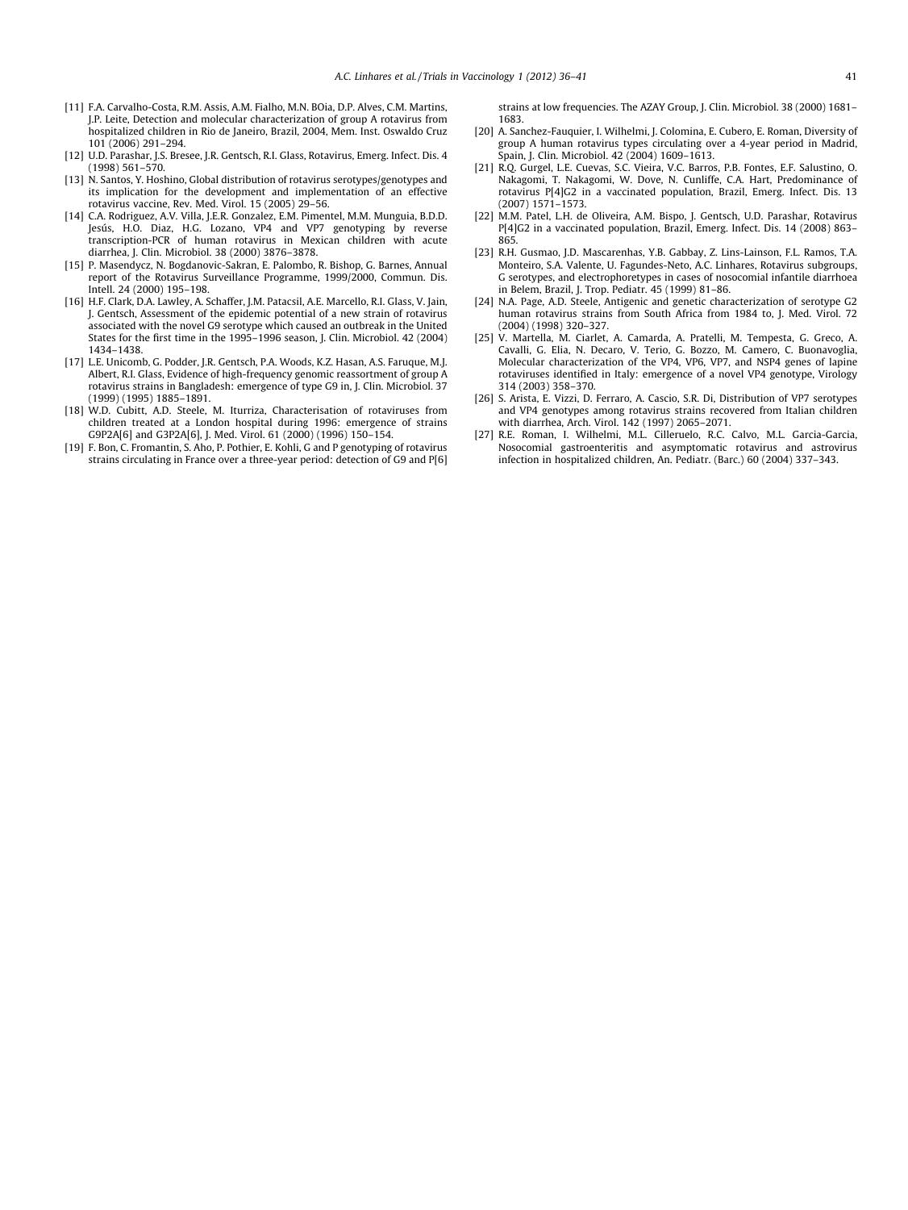[11] F.A. Carvalho-Costa, R.M. Assis, A.M. Fialho, M.N. BOia, D.P. Alves, C.M. Martins, J.P. Leite, Detection and molecular characterization of group A rotavirus from hospitalized children in Rio de Janeiro, Brazil, 2004, Mem. Inst. Oswaldo Cruz 101 (2006) 291–294.

[12] U.D. Parashar, J.S. Bresee, J.R. Gentsch, R.I. Glass, Rotavirus, Emerg. Infect. Dis. 4 (1998) 561–570.

[13] N. Santos, Y. Hoshino, Global distribution of rotavirus serotypes/genotypes and its implication for the development and implementation of an effective rotavirus vaccine, Rev. Med. Virol. 15 (2005) 29–56.

[14] C.A. Rodriguez, A.V. Villa, J.E.R. Gonzalez, E.M. Pimentel, M.M. Munguia, B.D.D. Jesús, H.O. Diaz, H.G. Lozano, VP4 and VP7 genotyping by reverse transcription-PCR of human rotavirus in Mexican children with acute diarrhea, J. Clin. Microbiol. 38 (2000) 3876–3878.

[15] P. Masendycz, N. Bogdanovic-Sakran, E. Palombo, R. Bishop, G. Barnes, Annual report of the Rotavirus Surveillance Programme, 1999/2000, Commun. Dis. Intell. 24 (2000) 195–198.

[16] H.F. Clark, D.A. Lawley, A. Schaffer, J.M. Patacsil, A.E. Marcello, R.I. Glass, V. Jain, J. Gentsch, Assessment of the epidemic potential of a new strain of rotavirus associated with the novel G9 serotype which caused an outbreak in the United States for the first time in the 1995–1996 season, J. Clin. Microbiol. 42 (2004) 1434–1438.

[17] L.E. Unicomb, G. Podder, J.R. Gentsch, P.A. Woods, K.Z. Hasan, A.S. Faruque, M.J. Albert, R.I. Glass, Evidence of high-frequency genomic reassortment of group A rotavirus strains in Bangladesh: emergence of type G9 in, J. Clin. Microbiol. 37 (1999) (1995) 1885–1891.

[18] W.D. Cubitt, A.D. Steele, M. Iturriza, Characterisation of rotaviruses from children treated at a London hospital during 1996: emergence of strains G9P2A[6] and G3P2A[6], J. Med. Virol. 61 (2000) (1996) 150–154.

[19] F. Bon, C. Fromantin, S. Aho, P. Pothier, E. Kohli, G and P genotyping of rotavirus strains circulating in France over a three-year period: detection of G9 and P[6] strains at low frequencies. The AZAY Group, J. Clin. Microbiol. 38 (2000) 1681–1683.

[20] A. Sanchez-Fauquier, I. Wilhelmi, J. Colomina, E. Cubero, E. Roman, Diversity of group A human rotavirus types circulating over a 4-year period in Madrid, Spain, J. Clin. Microbiol. 42 (2004) 1609–1613.

[21] R.Q. Gurgel, L.E. Cuevas, S.C. Vieira, V.C. Barros, P.B. Fontes, E.F. Salustino, O. Nakagomi, T. Nakagomi, W. Dove, N. Cunliffe, C.A. Hart, Predominance of rotavirus P[4]G2 in a vaccinated population, Brazil, Emerg. Infect. Dis. 13 (2007) 1571–1573.

[22] M.M. Patel, L.H. de Oliveira, A.M. Bispo, J. Gentsch, U.D. Parashar, Rotavirus P[4]G2 in a vaccinated population, Brazil, Emerg. Infect. Dis. 14 (2008) 863–865.

[23] R.H. Gusmao, J.D. Mascarenhas, Y.B. Gabbay, Z. Lins-Lainson, F.L. Ramos, T.A. Monteiro, S.A. Valente, U. Fagundes-Neto, A.C. Linhares, Rotavirus subgroups, G serotypes, and electrophoretypes in cases of nosocomial infantile diarrhoea in Belem, Brazil, J. Trop. Pediatr. 45 (1999) 81–86.

[24] N.A. Page, A.D. Steele, Antigenic and genetic characterization of serotype G2 human rotavirus strains from South Africa from 1984 to, J. Med. Virol. 72 (2004) (1998) 320–327.

[25] V. Martella, M. Ciarlet, A. Camarda, A. Pratelli, M. Tempesta, G. Greco, A. Cavalli, G. Elia, N. Decaro, V. Terio, G. Bozzo, M. Camero, C. Buonavoglia, Molecular characterization of the VP4, VP6, VP7, and NSP4 genes of lapine rotaviruses identified in Italy: emergence of a novel VP4 genotype, Virology 314 (2003) 358–370.

[26] S. Arista, E. Vizzi, D. Ferraro, A. Cascio, S.R. Di, Distribution of VP7 serotypes and VP4 genotypes among rotavirus strains recovered from Italian children with diarrhea, Arch. Virol. 142 (1997) 2065–2071.

[27] R.E. Roman, I. Wilhelmi, M.L. Cilleruelo, R.C. Calvo, M.L. Garcia-Garcia, Nosocomial gastroenteritis and asymptomatic rotavirus and astrovirus infection in hospitalized children, An. Pediatr. (Barc.) 60 (2004) 337–343.